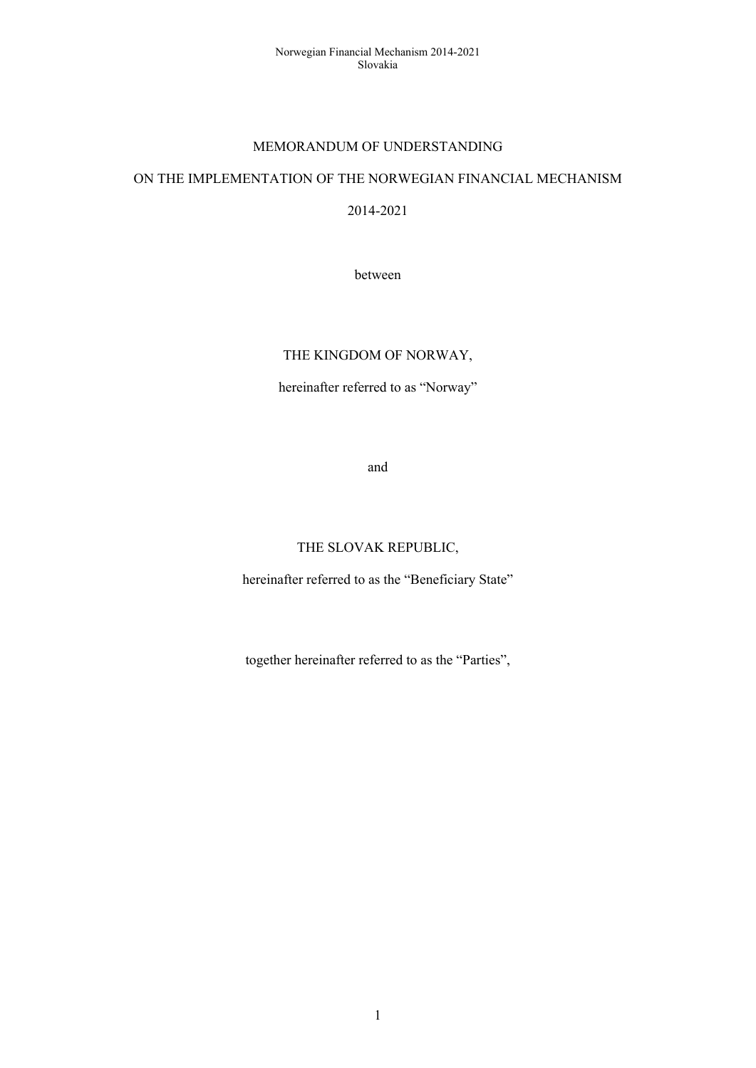# MEMORANDUM OF UNDERSTANDING

# ON THE IMPLEMENTATION OF THE NORWEGIAN FINANCIAL MECHANISM

# 2014-2021

between

THE KINGDOM OF NORWAY,

hereinafter referred to as "Norway"

and

THE SLOVAK REPUBLIC,

hereinafter referred to as the "Beneficiary State"

together hereinafter referred to as the "Parties",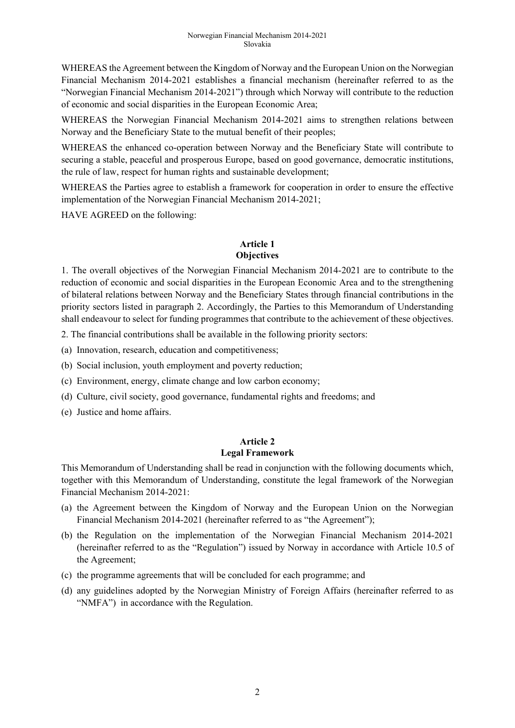WHEREAS the Agreement between the Kingdom of Norway and the European Union on the Norwegian Financial Mechanism 2014-2021 establishes a financial mechanism (hereinafter referred to as the "Norwegian Financial Mechanism 2014-2021") through which Norway will contribute to the reduction of economic and social disparities in the European Economic Area;

WHEREAS the Norwegian Financial Mechanism 2014-2021 aims to strengthen relations between Norway and the Beneficiary State to the mutual benefit of their peoples;

WHEREAS the enhanced co-operation between Norway and the Beneficiary State will contribute to securing a stable, peaceful and prosperous Europe, based on good governance, democratic institutions, the rule of law, respect for human rights and sustainable development;

WHEREAS the Parties agree to establish a framework for cooperation in order to ensure the effective implementation of the Norwegian Financial Mechanism 2014-2021;

HAVE AGREED on the following:

## Article 1
## Objectives

1. The overall objectives of the Norwegian Financial Mechanism 2014-2021 are to contribute to the reduction of economic and social disparities in the European Economic Area and to the strengthening of bilateral relations between Norway and the Beneficiary States through financial contributions in the priority sectors listed in paragraph 2. Accordingly, the Parties to this Memorandum of Understanding shall endeavour to select for funding programmes that contribute to the achievement of these objectives.

2. The financial contributions shall be available in the following priority sectors:

(a) Innovation, research, education and competitiveness;

(b) Social inclusion, youth employment and poverty reduction;

(c) Environment, energy, climate change and low carbon economy;

(d) Culture, civil society, good governance, fundamental rights and freedoms; and

(e) Justice and home affairs.

## Article 2
## Legal Framework

This Memorandum of Understanding shall be read in conjunction with the following documents which, together with this Memorandum of Understanding, constitute the legal framework of the Norwegian Financial Mechanism 2014-2021:

(a) the Agreement between the Kingdom of Norway and the European Union on the Norwegian Financial Mechanism 2014-2021 (hereinafter referred to as "the Agreement");

(b) the Regulation on the implementation of the Norwegian Financial Mechanism 2014-2021 (hereinafter referred to as the "Regulation") issued by Norway in accordance with Article 10.5 of the Agreement;

(c) the programme agreements that will be concluded for each programme; and

(d) any guidelines adopted by the Norwegian Ministry of Foreign Affairs (hereinafter referred to as "NMFA") in accordance with the Regulation.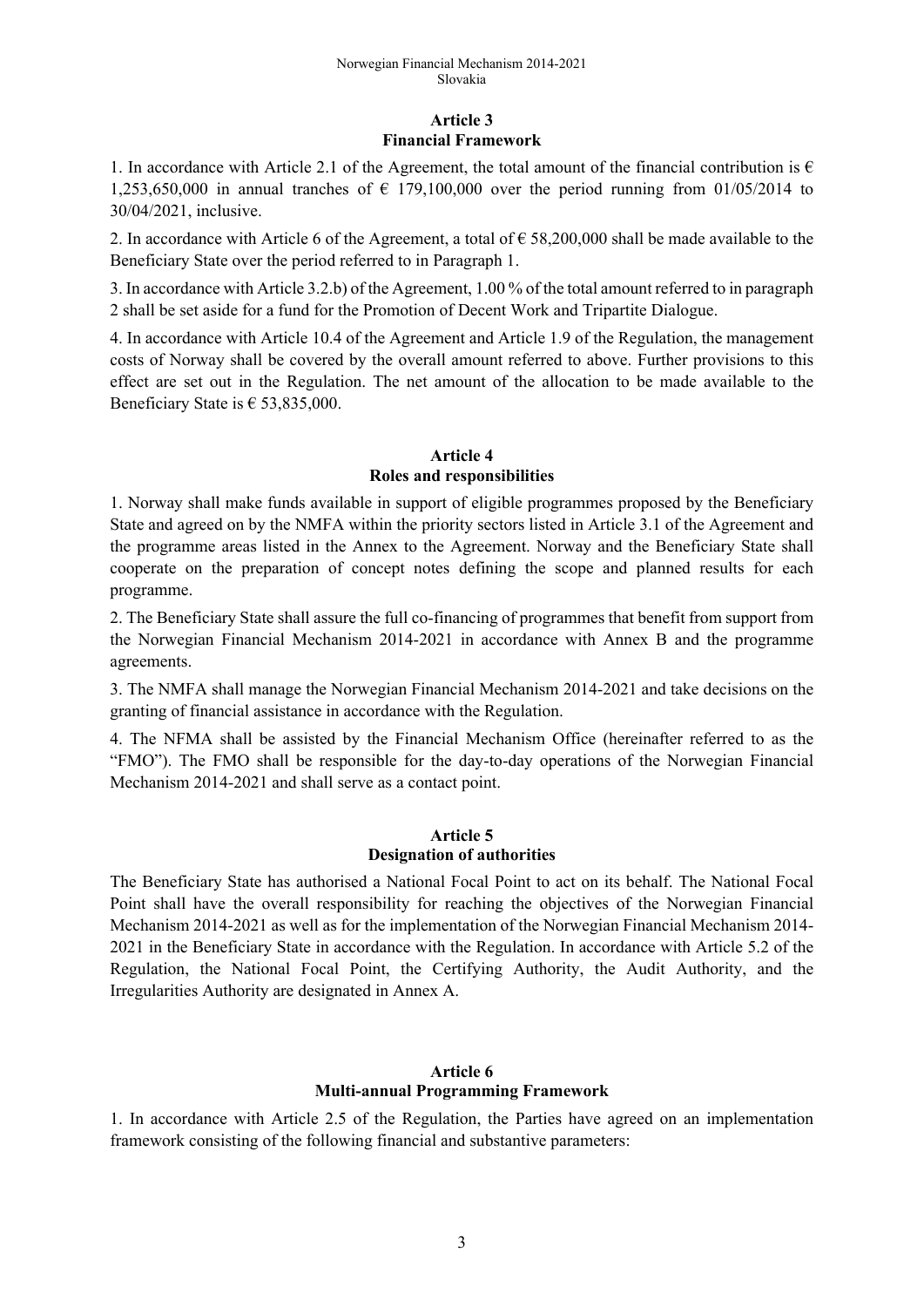## Article 3
## Financial Framework

1. In accordance with Article 2.1 of the Agreement, the total amount of the financial contribution is € 1,253,650,000 in annual tranches of € 179,100,000 over the period running from 01/05/2014 to 30/04/2021, inclusive.

2. In accordance with Article 6 of the Agreement, a total of € 58,200,000 shall be made available to the Beneficiary State over the period referred to in Paragraph 1.

3. In accordance with Article 3.2.b) of the Agreement, 1.00 % of the total amount referred to in paragraph 2 shall be set aside for a fund for the Promotion of Decent Work and Tripartite Dialogue.

4. In accordance with Article 10.4 of the Agreement and Article 1.9 of the Regulation, the management costs of Norway shall be covered by the overall amount referred to above. Further provisions to this effect are set out in the Regulation. The net amount of the allocation to be made available to the Beneficiary State is € 53,835,000.

## Article 4
## Roles and responsibilities

1. Norway shall make funds available in support of eligible programmes proposed by the Beneficiary State and agreed on by the NMFA within the priority sectors listed in Article 3.1 of the Agreement and the programme areas listed in the Annex to the Agreement. Norway and the Beneficiary State shall cooperate on the preparation of concept notes defining the scope and planned results for each programme.

2. The Beneficiary State shall assure the full co-financing of programmes that benefit from support from the Norwegian Financial Mechanism 2014-2021 in accordance with Annex B and the programme agreements.

3. The NMFA shall manage the Norwegian Financial Mechanism 2014-2021 and take decisions on the granting of financial assistance in accordance with the Regulation.

4. The NFMA shall be assisted by the Financial Mechanism Office (hereinafter referred to as the "FMO"). The FMO shall be responsible for the day-to-day operations of the Norwegian Financial Mechanism 2014-2021 and shall serve as a contact point.

## Article 5
## Designation of authorities

The Beneficiary State has authorised a National Focal Point to act on its behalf. The National Focal Point shall have the overall responsibility for reaching the objectives of the Norwegian Financial Mechanism 2014-2021 as well as for the implementation of the Norwegian Financial Mechanism 2014-2021 in the Beneficiary State in accordance with the Regulation. In accordance with Article 5.2 of the Regulation, the National Focal Point, the Certifying Authority, the Audit Authority, and the Irregularities Authority are designated in Annex A.

## Article 6
## Multi-annual Programming Framework

1. In accordance with Article 2.5 of the Regulation, the Parties have agreed on an implementation framework consisting of the following financial and substantive parameters: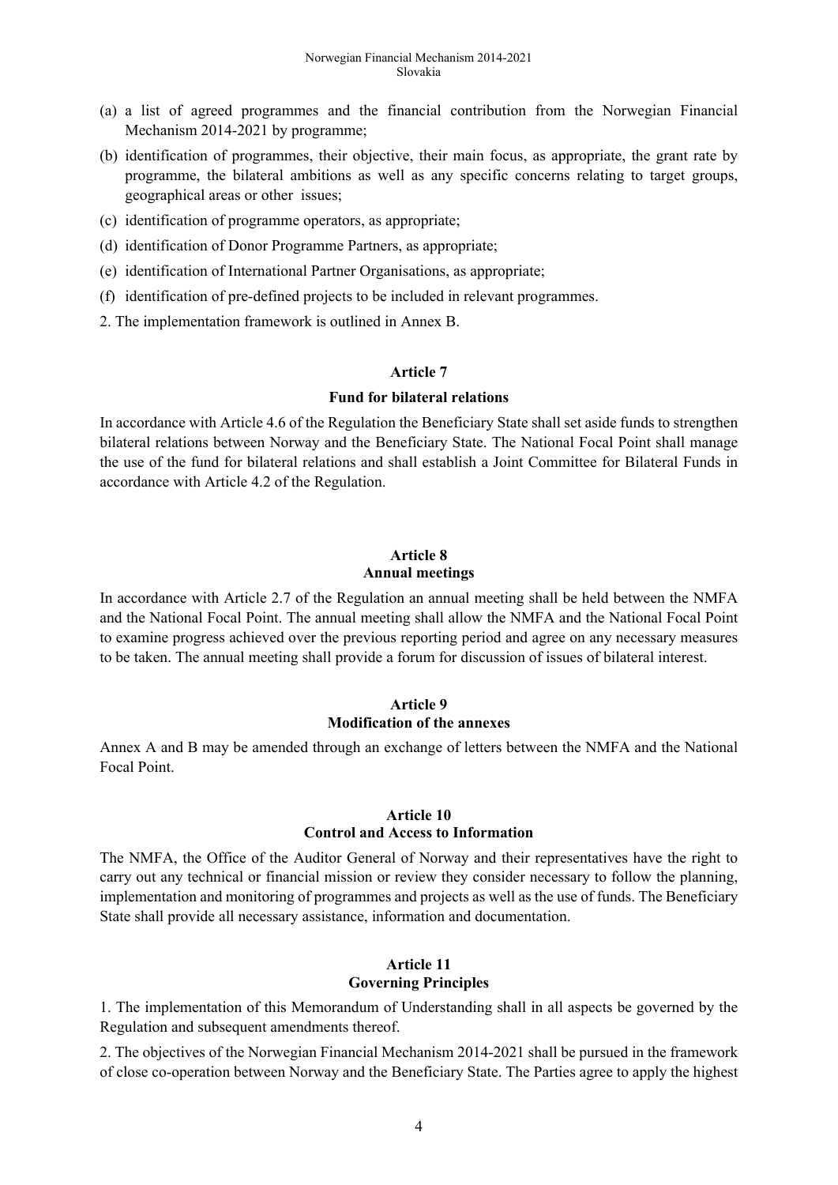(a) a list of agreed programmes and the financial contribution from the Norwegian Financial Mechanism 2014-2021 by programme;

(b) identification of programmes, their objective, their main focus, as appropriate, the grant rate by programme, the bilateral ambitions as well as any specific concerns relating to target groups, geographical areas or other issues;

(c) identification of programme operators, as appropriate;

(d) identification of Donor Programme Partners, as appropriate;

(e) identification of International Partner Organisations, as appropriate;

(f) identification of pre-defined projects to be included in relevant programmes.

2. The implementation framework is outlined in Annex B.

**Article 7**

**Fund for bilateral relations**

In accordance with Article 4.6 of the Regulation the Beneficiary State shall set aside funds to strengthen bilateral relations between Norway and the Beneficiary State. The National Focal Point shall manage the use of the fund for bilateral relations and shall establish a Joint Committee for Bilateral Funds in accordance with Article 4.2 of the Regulation.

**Article 8**

**Annual meetings**

In accordance with Article 2.7 of the Regulation an annual meeting shall be held between the NMFA and the National Focal Point. The annual meeting shall allow the NMFA and the National Focal Point to examine progress achieved over the previous reporting period and agree on any necessary measures to be taken. The annual meeting shall provide a forum for discussion of issues of bilateral interest.

**Article 9**

**Modification of the annexes**

Annex A and B may be amended through an exchange of letters between the NMFA and the National Focal Point.

**Article 10**

**Control and Access to Information**

The NMFA, the Office of the Auditor General of Norway and their representatives have the right to carry out any technical or financial mission or review they consider necessary to follow the planning, implementation and monitoring of programmes and projects as well as the use of funds. The Beneficiary State shall provide all necessary assistance, information and documentation.

**Article 11**

**Governing Principles**

1. The implementation of this Memorandum of Understanding shall in all aspects be governed by the Regulation and subsequent amendments thereof.

2. The objectives of the Norwegian Financial Mechanism 2014-2021 shall be pursued in the framework of close co-operation between Norway and the Beneficiary State. The Parties agree to apply the highest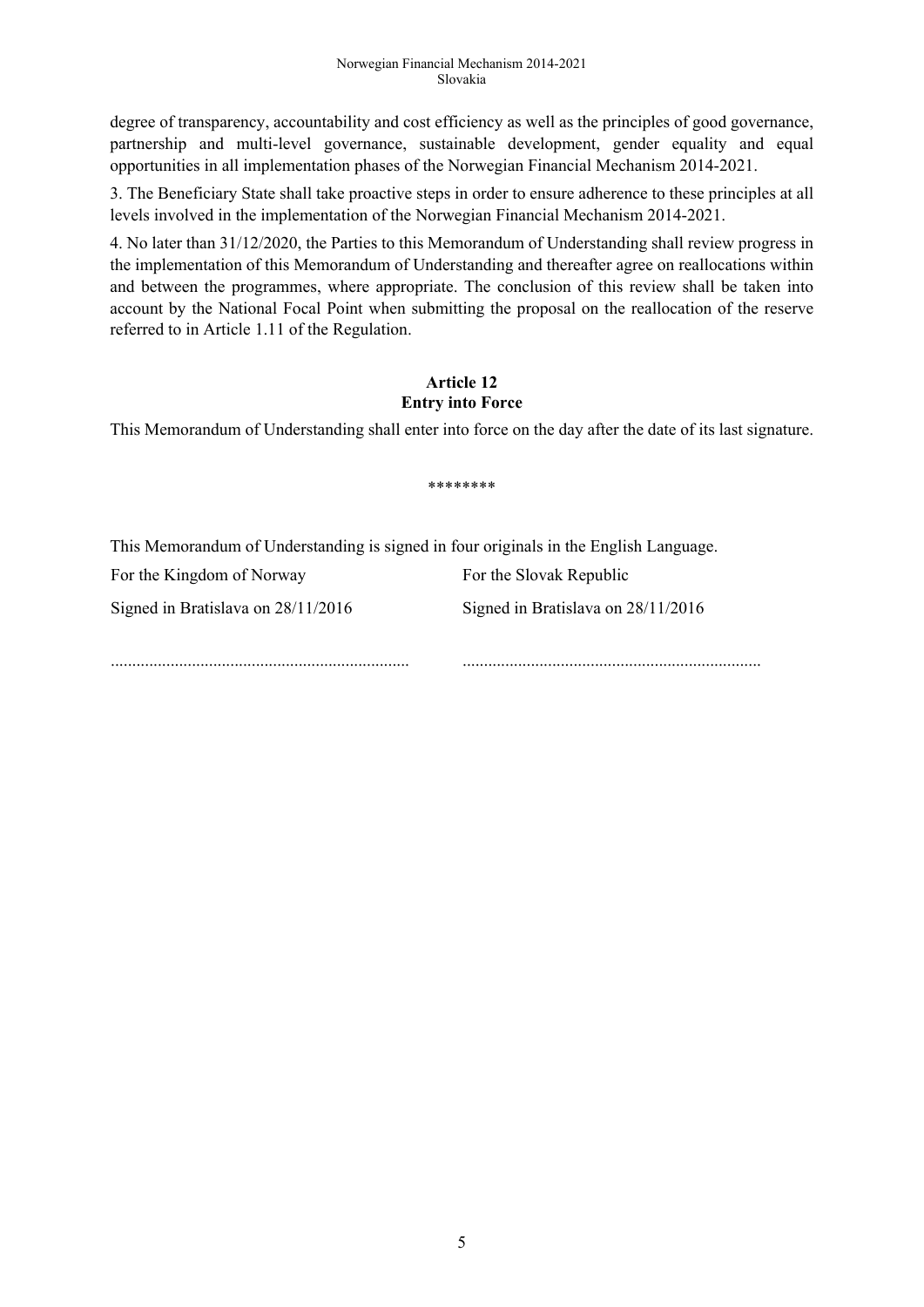degree of transparency, accountability and cost efficiency as well as the principles of good governance, partnership and multi-level governance, sustainable development, gender equality and equal opportunities in all implementation phases of the Norwegian Financial Mechanism 2014-2021.

3. The Beneficiary State shall take proactive steps in order to ensure adherence to these principles at all levels involved in the implementation of the Norwegian Financial Mechanism 2014-2021.

4. No later than 31/12/2020, the Parties to this Memorandum of Understanding shall review progress in the implementation of this Memorandum of Understanding and thereafter agree on reallocations within and between the programmes, where appropriate. The conclusion of this review shall be taken into account by the National Focal Point when submitting the proposal on the reallocation of the reserve referred to in Article 1.11 of the Regulation.

## Article 12
## Entry into Force

This Memorandum of Understanding shall enter into force on the day after the date of its last signature.

********

This Memorandum of Understanding is signed in four originals in the English Language.

| For the Kingdom of Norway | For the Slovak Republic |
|---|---|
| Signed in Bratislava on 28/11/2016 | Signed in Bratislava on 28/11/2016 |
| ..................................................................... | ..................................................................... |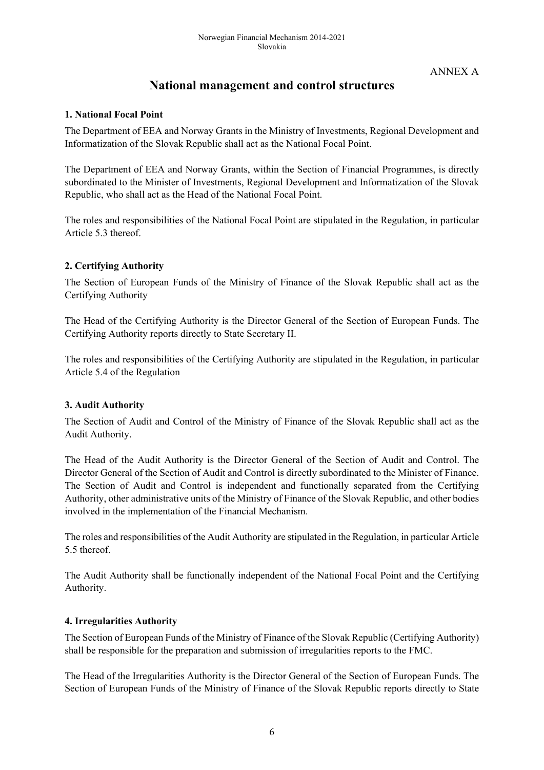ANNEX A

# National management and control structures

### 1. National Focal Point

The Department of EEA and Norway Grants in the Ministry of Investments, Regional Development and Informatization of the Slovak Republic shall act as the National Focal Point.

The Department of EEA and Norway Grants, within the Section of Financial Programmes, is directly subordinated to the Minister of Investments, Regional Development and Informatization of the Slovak Republic, who shall act as the Head of the National Focal Point.

The roles and responsibilities of the National Focal Point are stipulated in the Regulation, in particular Article 5.3 thereof.

### 2. Certifying Authority

The Section of European Funds of the Ministry of Finance of the Slovak Republic shall act as the Certifying Authority

The Head of the Certifying Authority is the Director General of the Section of European Funds. The Certifying Authority reports directly to State Secretary II.

The roles and responsibilities of the Certifying Authority are stipulated in the Regulation, in particular Article 5.4 of the Regulation

### 3. Audit Authority

The Section of Audit and Control of the Ministry of Finance of the Slovak Republic shall act as the Audit Authority.

The Head of the Audit Authority is the Director General of the Section of Audit and Control. The Director General of the Section of Audit and Control is directly subordinated to the Minister of Finance. The Section of Audit and Control is independent and functionally separated from the Certifying Authority, other administrative units of the Ministry of Finance of the Slovak Republic, and other bodies involved in the implementation of the Financial Mechanism.

The roles and responsibilities of the Audit Authority are stipulated in the Regulation, in particular Article 5.5 thereof.

The Audit Authority shall be functionally independent of the National Focal Point and the Certifying Authority.

### 4. Irregularities Authority

The Section of European Funds of the Ministry of Finance of the Slovak Republic (Certifying Authority) shall be responsible for the preparation and submission of irregularities reports to the FMC.

The Head of the Irregularities Authority is the Director General of the Section of European Funds. The Section of European Funds of the Ministry of Finance of the Slovak Republic reports directly to State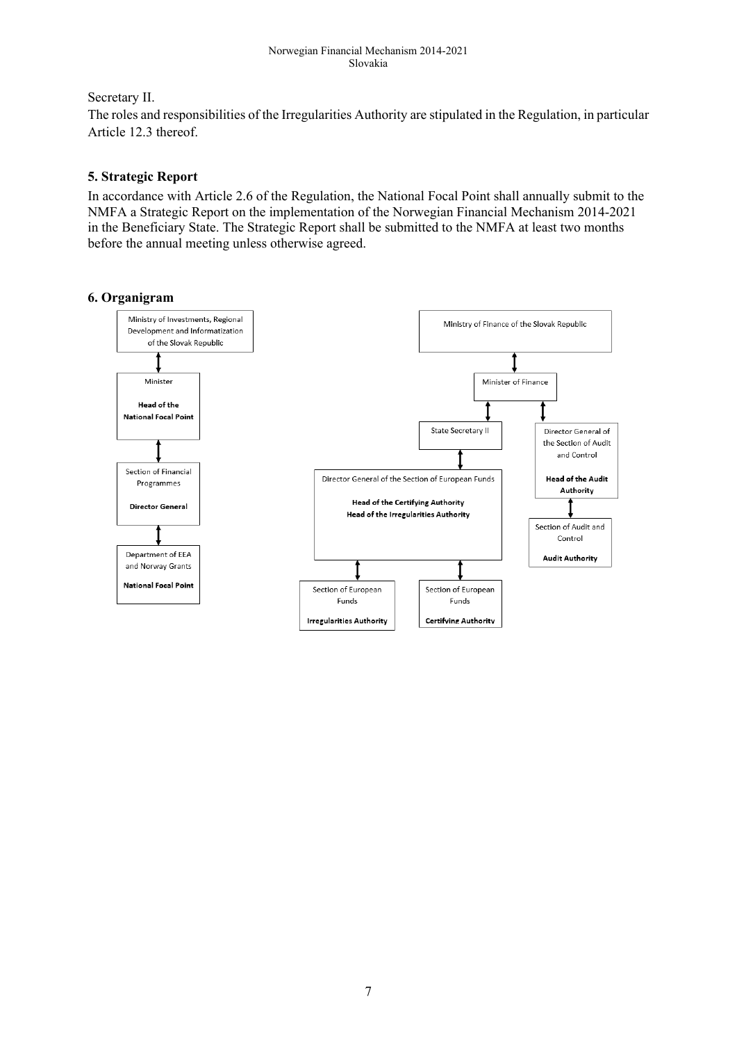Secretary II.

The roles and responsibilities of the Irregularities Authority are stipulated in the Regulation, in particular Article 12.3 thereof.

## 5. Strategic Report

In accordance with Article 2.6 of the Regulation, the National Focal Point shall annually submit to the NMFA a Strategic Report on the implementation of the Norwegian Financial Mechanism 2014-2021 in the Beneficiary State. The Strategic Report shall be submitted to the NMFA at least two months before the annual meeting unless otherwise agreed.

## 6. Organigram

Ministry of Investments, Regional Development and Informatization of the Slovak Republic

↕

Minister

**Head of the National Focal Point**

↕

Section of Financial Programmes

**Director General**

↕

Department of EEA and Norway Grants

**National Focal Point**

Ministry of Finance of the Slovak Republic

↕

Minister of Finance

↕ State Secretary II

↕ Director General of the Section of European Funds

**Head of the Certifying Authority**
**Head of the Irregularities Authority**

↕ Section of European Funds — **Irregularities Authority**

↕ Section of European Funds — **Certifying Authority**

↕ Director General of the Section of Audit and Control

**Head of the Audit Authority**

↕ Section of Audit and Control — **Audit Authority**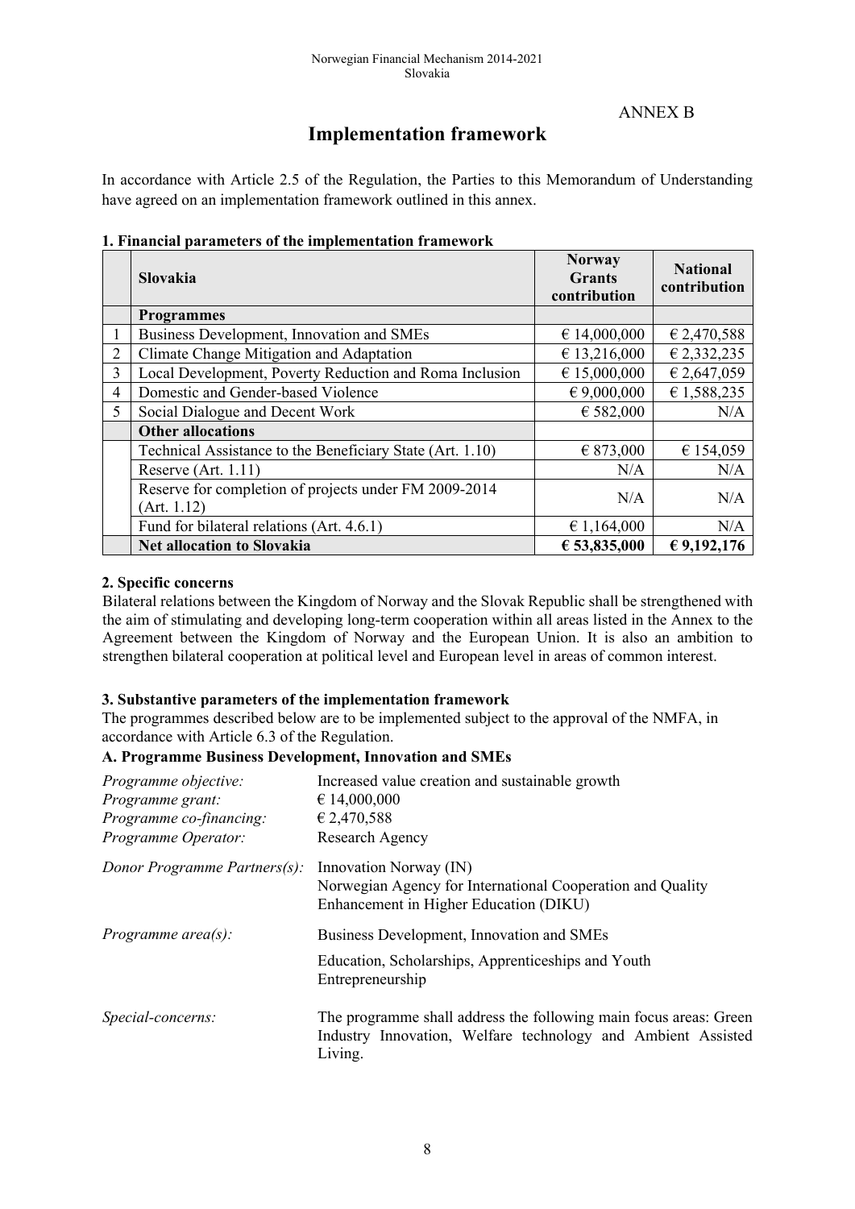ANNEX B

# Implementation framework

In accordance with Article 2.5 of the Regulation, the Parties to this Memorandum of Understanding have agreed on an implementation framework outlined in this annex.

**1. Financial parameters of the implementation framework**

| | **Slovakia** | **Norway Grants contribution** | **National contribution** |
|---|---|---|---|
| | **Programmes** | | |
| 1 | Business Development, Innovation and SMEs | € 14,000,000 | € 2,470,588 |
| 2 | Climate Change Mitigation and Adaptation | € 13,216,000 | € 2,332,235 |
| 3 | Local Development, Poverty Reduction and Roma Inclusion | € 15,000,000 | € 2,647,059 |
| 4 | Domestic and Gender-based Violence | € 9,000,000 | € 1,588,235 |
| 5 | Social Dialogue and Decent Work | € 582,000 | N/A |
| | **Other allocations** | | |
| | Technical Assistance to the Beneficiary State (Art. 1.10) | € 873,000 | € 154,059 |
| | Reserve (Art. 1.11) | N/A | N/A |
| | Reserve for completion of projects under FM 2009-2014 (Art. 1.12) | N/A | N/A |
| | Fund for bilateral relations (Art. 4.6.1) | € 1,164,000 | N/A |
| | **Net allocation to Slovakia** | **€ 53,835,000** | **€ 9,192,176** |

**2. Specific concerns**

Bilateral relations between the Kingdom of Norway and the Slovak Republic shall be strengthened with the aim of stimulating and developing long-term cooperation within all areas listed in the Annex to the Agreement between the Kingdom of Norway and the European Union. It is also an ambition to strengthen bilateral cooperation at political level and European level in areas of common interest.

**3. Substantive parameters of the implementation framework**

The programmes described below are to be implemented subject to the approval of the NMFA, in accordance with Article 6.3 of the Regulation.

**A. Programme Business Development, Innovation and SMEs**

*Programme objective:* Increased value creation and sustainable growth

*Programme grant:* € 14,000,000

*Programme co-financing:* € 2,470,588

*Programme Operator:* Research Agency

*Donor Programme Partners(s):* Innovation Norway (IN)
Norwegian Agency for International Cooperation and Quality Enhancement in Higher Education (DIKU)

*Programme area(s):* Business Development, Innovation and SMEs

Education, Scholarships, Apprenticeships and Youth Entrepreneurship

*Special-concerns:* The programme shall address the following main focus areas: Green Industry Innovation, Welfare technology and Ambient Assisted Living.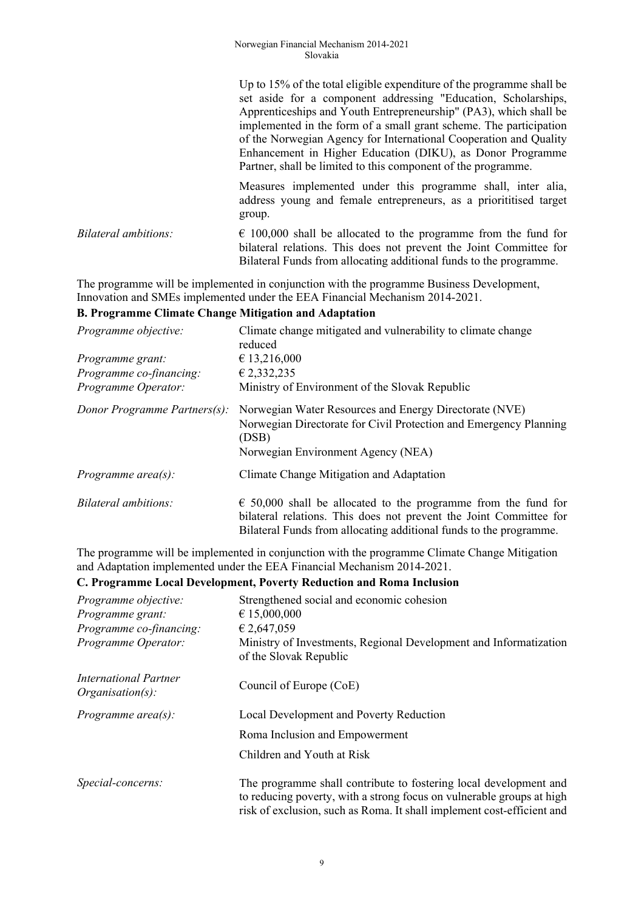| | |
|---|---|
| | Up to 15% of the total eligible expenditure of the programme shall be set aside for a component addressing "Education, Scholarships, Apprenticeships and Youth Entrepreneurship" (PA3), which shall be implemented in the form of a small grant scheme. The participation of the Norwegian Agency for International Cooperation and Quality Enhancement in Higher Education (DIKU), as Donor Programme Partner, shall be limited to this component of the programme. |
| | Measures implemented under this programme shall, inter alia, address young and female entrepreneurs, as a priorititised target group. |
| *Bilateral ambitions:* | € 100,000 shall be allocated to the programme from the fund for bilateral relations. This does not prevent the Joint Committee for Bilateral Funds from allocating additional funds to the programme. |

The programme will be implemented in conjunction with the programme Business Development, Innovation and SMEs implemented under the EEA Financial Mechanism 2014-2021.

**B. Programme Climate Change Mitigation and Adaptation**

| | |
|---|---|
| *Programme objective:* | Climate change mitigated and vulnerability to climate change reduced |
| *Programme grant:* | € 13,216,000 |
| *Programme co-financing:* | € 2,332,235 |
| *Programme Operator:* | Ministry of Environment of the Slovak Republic |
| *Donor Programme Partners(s):* | Norwegian Water Resources and Energy Directorate (NVE)<br>Norwegian Directorate for Civil Protection and Emergency Planning (DSB)<br>Norwegian Environment Agency (NEA) |
| *Programme area(s):* | Climate Change Mitigation and Adaptation |
| *Bilateral ambitions:* | € 50,000 shall be allocated to the programme from the fund for bilateral relations. This does not prevent the Joint Committee for Bilateral Funds from allocating additional funds to the programme. |

The programme will be implemented in conjunction with the programme Climate Change Mitigation and Adaptation implemented under the EEA Financial Mechanism 2014-2021.

**C. Programme Local Development, Poverty Reduction and Roma Inclusion**

| | |
|---|---|
| *Programme objective:* | Strengthened social and economic cohesion |
| *Programme grant:* | € 15,000,000 |
| *Programme co-financing:* | € 2,647,059 |
| *Programme Operator:* | Ministry of Investments, Regional Development and Informatization of the Slovak Republic |
| *International Partner Organisation(s):* | Council of Europe (CoE) |
| *Programme area(s):* | Local Development and Poverty Reduction<br>Roma Inclusion and Empowerment<br>Children and Youth at Risk |
| *Special-concerns:* | The programme shall contribute to fostering local development and to reducing poverty, with a strong focus on vulnerable groups at high risk of exclusion, such as Roma. It shall implement cost-efficient and |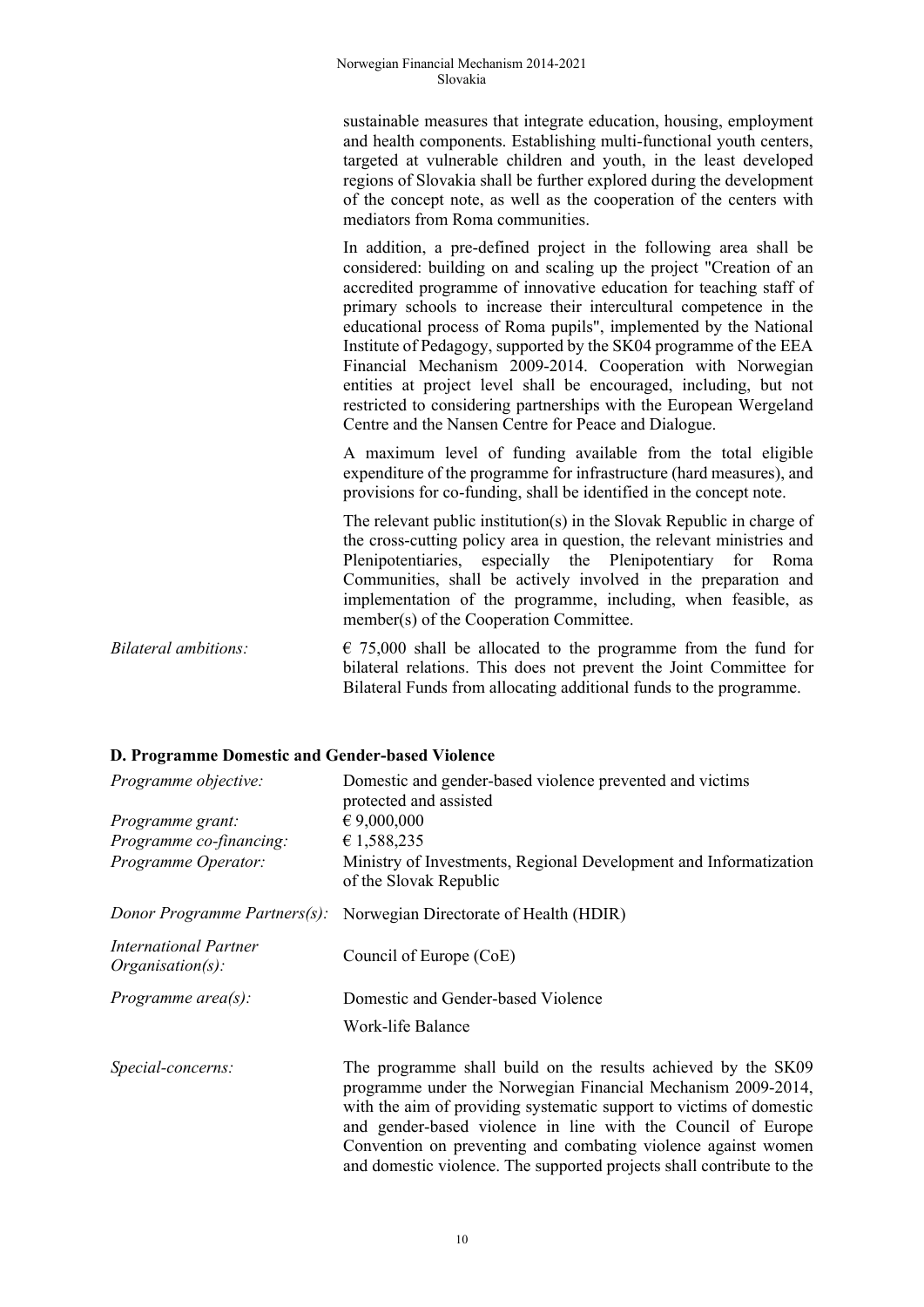sustainable measures that integrate education, housing, employment and health components. Establishing multi-functional youth centers, targeted at vulnerable children and youth, in the least developed regions of Slovakia shall be further explored during the development of the concept note, as well as the cooperation of the centers with mediators from Roma communities.

In addition, a pre-defined project in the following area shall be considered: building on and scaling up the project "Creation of an accredited programme of innovative education for teaching staff of primary schools to increase their intercultural competence in the educational process of Roma pupils", implemented by the National Institute of Pedagogy, supported by the SK04 programme of the EEA Financial Mechanism 2009-2014. Cooperation with Norwegian entities at project level shall be encouraged, including, but not restricted to considering partnerships with the European Wergeland Centre and the Nansen Centre for Peace and Dialogue.

A maximum level of funding available from the total eligible expenditure of the programme for infrastructure (hard measures), and provisions for co-funding, shall be identified in the concept note.

The relevant public institution(s) in the Slovak Republic in charge of the cross-cutting policy area in question, the relevant ministries and Plenipotentiaries, especially the Plenipotentiary for Roma Communities, shall be actively involved in the preparation and implementation of the programme, including, when feasible, as member(s) of the Cooperation Committee.

| | |
|---|---|
| *Bilateral ambitions:* | € 75,000 shall be allocated to the programme from the fund for bilateral relations. This does not prevent the Joint Committee for Bilateral Funds from allocating additional funds to the programme. |

**D. Programme Domestic and Gender-based Violence**

| | |
|---|---|
| *Programme objective:* | Domestic and gender-based violence prevented and victims protected and assisted |
| *Programme grant:* | € 9,000,000 |
| *Programme co-financing:* | € 1,588,235 |
| *Programme Operator:* | Ministry of Investments, Regional Development and Informatization of the Slovak Republic |
| *Donor Programme Partners(s):* | Norwegian Directorate of Health (HDIR) |
| *International Partner Organisation(s):* | Council of Europe (CoE) |
| *Programme area(s):* | Domestic and Gender-based Violence<br>Work-life Balance |
| *Special-concerns:* | The programme shall build on the results achieved by the SK09 programme under the Norwegian Financial Mechanism 2009-2014, with the aim of providing systematic support to victims of domestic and gender-based violence in line with the Council of Europe Convention on preventing and combating violence against women and domestic violence. The supported projects shall contribute to the |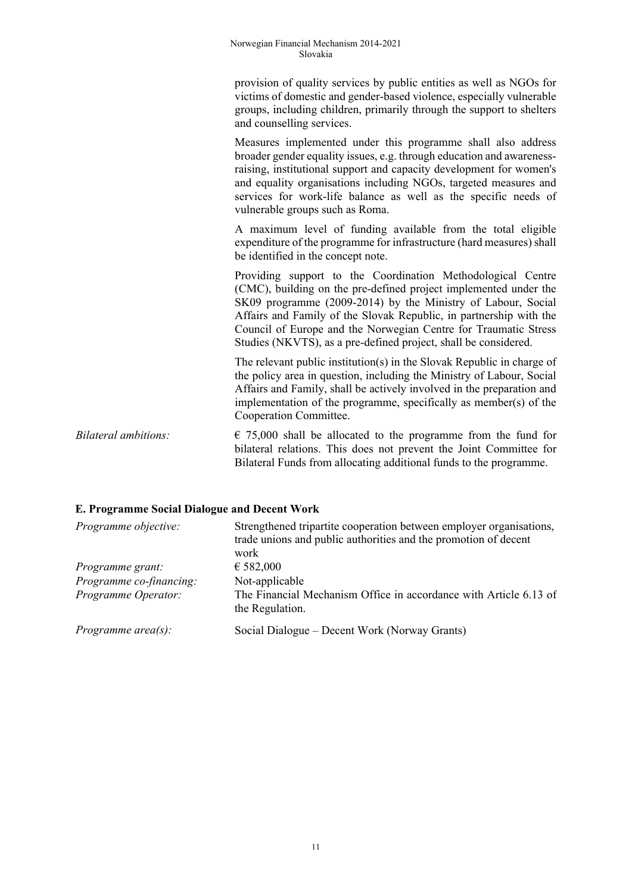provision of quality services by public entities as well as NGOs for victims of domestic and gender-based violence, especially vulnerable groups, including children, primarily through the support to shelters and counselling services.

Measures implemented under this programme shall also address broader gender equality issues, e.g. through education and awareness-raising, institutional support and capacity development for women's and equality organisations including NGOs, targeted measures and services for work-life balance as well as the specific needs of vulnerable groups such as Roma.

A maximum level of funding available from the total eligible expenditure of the programme for infrastructure (hard measures) shall be identified in the concept note.

Providing support to the Coordination Methodological Centre (CMC), building on the pre-defined project implemented under the SK09 programme (2009-2014) by the Ministry of Labour, Social Affairs and Family of the Slovak Republic, in partnership with the Council of Europe and the Norwegian Centre for Traumatic Stress Studies (NKVTS), as a pre-defined project, shall be considered.

The relevant public institution(s) in the Slovak Republic in charge of the policy area in question, including the Ministry of Labour, Social Affairs and Family, shall be actively involved in the preparation and implementation of the programme, specifically as member(s) of the Cooperation Committee.

*Bilateral ambitions:* € 75,000 shall be allocated to the programme from the fund for bilateral relations. This does not prevent the Joint Committee for Bilateral Funds from allocating additional funds to the programme.

### E. Programme Social Dialogue and Decent Work

| | |
|---|---|
| *Programme objective:* | Strengthened tripartite cooperation between employer organisations, trade unions and public authorities and the promotion of decent work |
| *Programme grant:* | € 582,000 |
| *Programme co-financing:* | Not-applicable |
| *Programme Operator:* | The Financial Mechanism Office in accordance with Article 6.13 of the Regulation. |
| *Programme area(s):* | Social Dialogue – Decent Work (Norway Grants) |